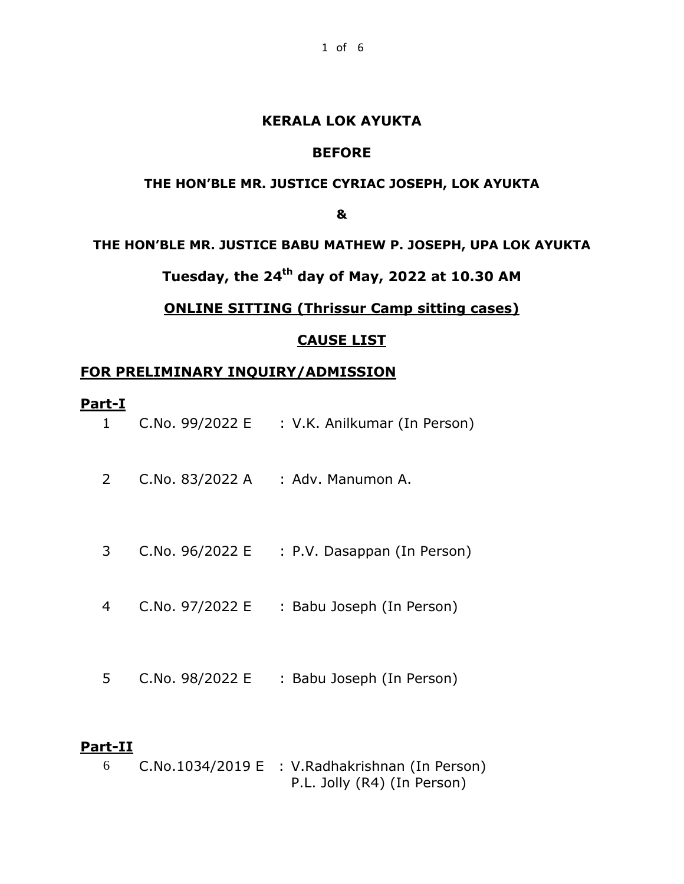# KERALA LOK AYUKTA

## BEFORE

### THE HON'BLE MR. JUSTICE CYRIAC JOSEPH, LOK AYUKTA

**&**

### THE HON'BLE MR. JUSTICE BABU MATHEW P. JOSEPH, UPA LOK AYUKTA

## Tuesday, the 24th day of May, 2022 at 10.30 AM

## ONLINE SITTING (Thrissur Camp sitting cases)

## CAUSE LIST

## FOR PRELIMINARY INQUIRY/ADMISSION

**Part-I**

1 C.No. 99/2022 E : V.K. Anilkumar (In Person)

2 C.No. 83/2022 A : Adv. Manumon A.

3 C.No. 96/2022 E : P.V. Dasappan (In Person)

4 C.No. 97/2022 E : Babu Joseph (In Person)

5 C.No. 98/2022 E : Babu Joseph (In Person)

**Part-II**

6 C.No.1034/2019 E : V.Radhakrishnan (In Person)
P.L. Jolly (R4) (In Person)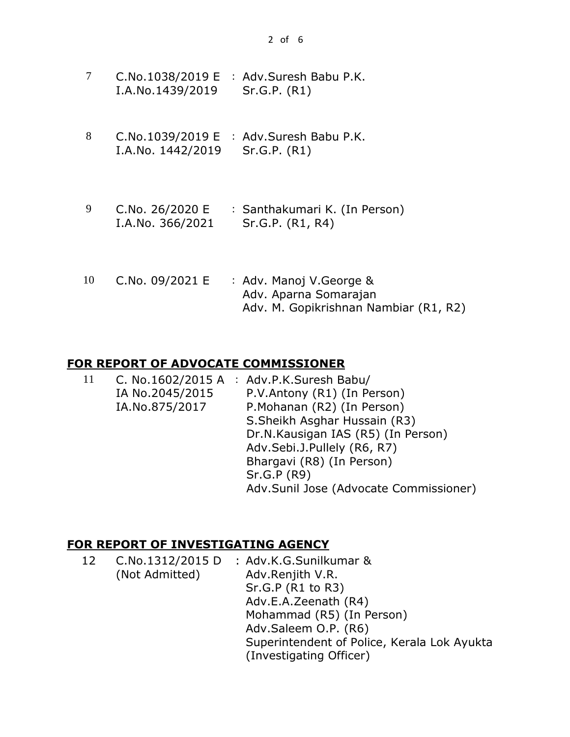| | | |
|---|---|---|
| 7 | C.No.1038/2019 E<br>I.A.No.1439/2019 | : Adv.Suresh Babu P.K.<br>Sr.G.P. (R1) |
| 8 | C.No.1039/2019 E<br>I.A.No. 1442/2019 | : Adv.Suresh Babu P.K.<br>Sr.G.P. (R1) |
| 9 | C.No. 26/2020 E<br>I.A.No. 366/2021 | : Santhakumari K. (In Person)<br>Sr.G.P. (R1, R4) |
| 10 | C.No. 09/2021 E | : Adv. Manoj V.George &<br>Adv. Aparna Somarajan<br>Adv. M. Gopikrishnan Nambiar (R1, R2) |

## **FOR REPORT OF ADVOCATE COMMISSIONER**

| | | |
|---|---|---|
| 11 | C. No.1602/2015 A<br>IA No.2045/2015<br>IA.No.875/2017 | : Adv.P.K.Suresh Babu/<br>P.V.Antony (R1) (In Person)<br>P.Mohanan (R2) (In Person)<br>S.Sheikh Asghar Hussain (R3)<br>Dr.N.Kausigan IAS (R5) (In Person)<br>Adv.Sebi.J.Pullely (R6, R7)<br>Bhargavi (R8) (In Person)<br>Sr.G.P (R9)<br>Adv.Sunil Jose (Advocate Commissioner) |

## **FOR REPORT OF INVESTIGATING AGENCY**

| | | |
|---|---|---|
| 12 | C.No.1312/2015 D<br>(Not Admitted) | : Adv.K.G.Sunilkumar &<br>Adv.Renjith V.R.<br>Sr.G.P (R1 to R3)<br>Adv.E.A.Zeenath (R4)<br>Mohammad (R5) (In Person)<br>Adv.Saleem O.P. (R6)<br>Superintendent of Police, Kerala Lok Ayukta<br>(Investigating Officer) |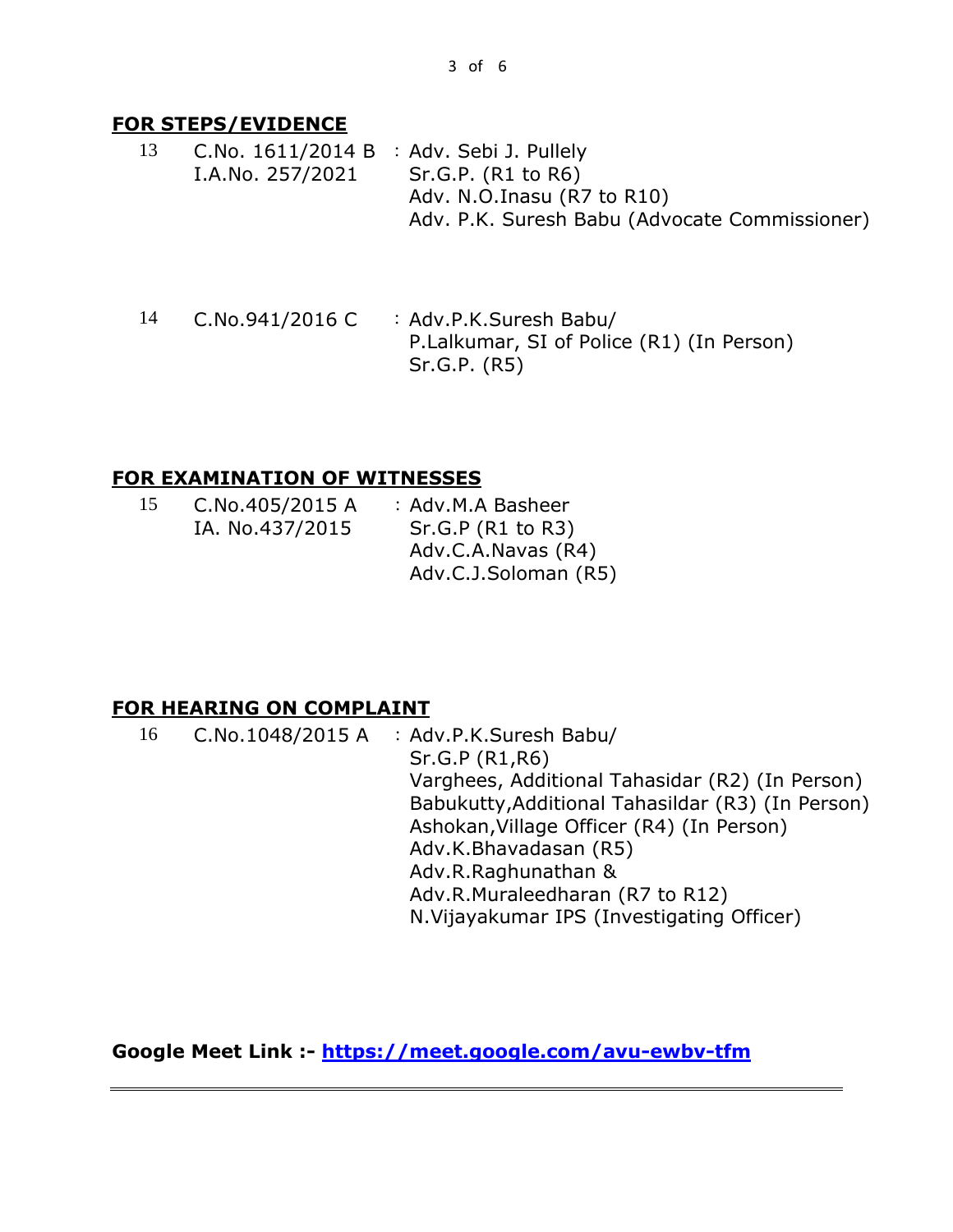## **FOR STEPS/EVIDENCE**

| | | |
|---|---|---|
| 13 | C.No. 1611/2014 B<br>I.A.No. 257/2021 | : Adv. Sebi J. Pullely<br>Sr.G.P. (R1 to R6)<br>Adv. N.O.Inasu (R7 to R10)<br>Adv. P.K. Suresh Babu (Advocate Commissioner) |
| 14 | C.No.941/2016 C | : Adv.P.K.Suresh Babu/<br>P.Lalkumar, SI of Police (R1) (In Person)<br>Sr.G.P. (R5) |

## **FOR EXAMINATION OF WITNESSES**

| | | |
|---|---|---|
| 15 | C.No.405/2015 A<br>IA. No.437/2015 | : Adv.M.A Basheer<br>Sr.G.P (R1 to R3)<br>Adv.C.A.Navas (R4)<br>Adv.C.J.Soloman (R5) |

## **FOR HEARING ON COMPLAINT**

| | | |
|---|---|---|
| 16 | C.No.1048/2015 A | : Adv.P.K.Suresh Babu/<br>Sr.G.P (R1,R6)<br>Varghees, Additional Tahasidar (R2) (In Person)<br>Babukutty,Additional Tahasildar (R3) (In Person)<br>Ashokan,Village Officer (R4) (In Person)<br>Adv.K.Bhavadasan (R5)<br>Adv.R.Raghunathan &<br>Adv.R.Muraleedharan (R7 to R12)<br>N.Vijayakumar IPS (Investigating Officer) |

**Google Meet Link :- https://meet.google.com/avu-ewbv-tfm**

---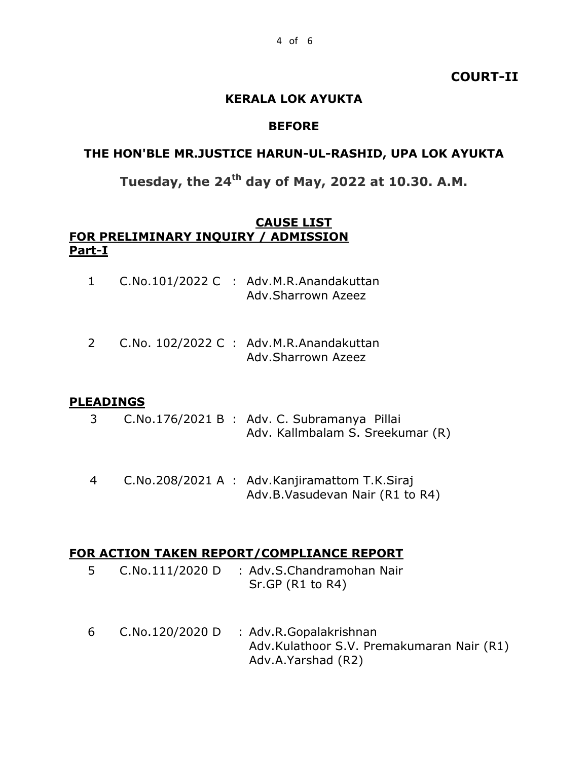**COURT-II**

**KERALA LOK AYUKTA**

**BEFORE**

**THE HON'BLE MR.JUSTICE HARUN-UL-RASHID, UPA LOK AYUKTA**

**Tuesday, the 24th day of May, 2022 at 10.30. A.M.**

**CAUSE LIST**

**FOR PRELIMINARY INQUIRY / ADMISSION**

**Part-I**

1 C.No.101/2022 C : Adv.M.R.Anandakuttan
Adv.Sharrown Azeez

2 C.No. 102/2022 C : Adv.M.R.Anandakuttan
Adv.Sharrown Azeez

**PLEADINGS**

3 C.No.176/2021 B : Adv. C. Subramanya Pillai
Adv. Kallmbalam S. Sreekumar (R)

4 C.No.208/2021 A : Adv.Kanjiramattom T.K.Siraj
Adv.B.Vasudevan Nair (R1 to R4)

**FOR ACTION TAKEN REPORT/COMPLIANCE REPORT**

5 C.No.111/2020 D : Adv.S.Chandramohan Nair
Sr.GP (R1 to R4)

6 C.No.120/2020 D : Adv.R.Gopalakrishnan
Adv.Kulathoor S.V. Premakumaran Nair (R1)
Adv.A.Yarshad (R2)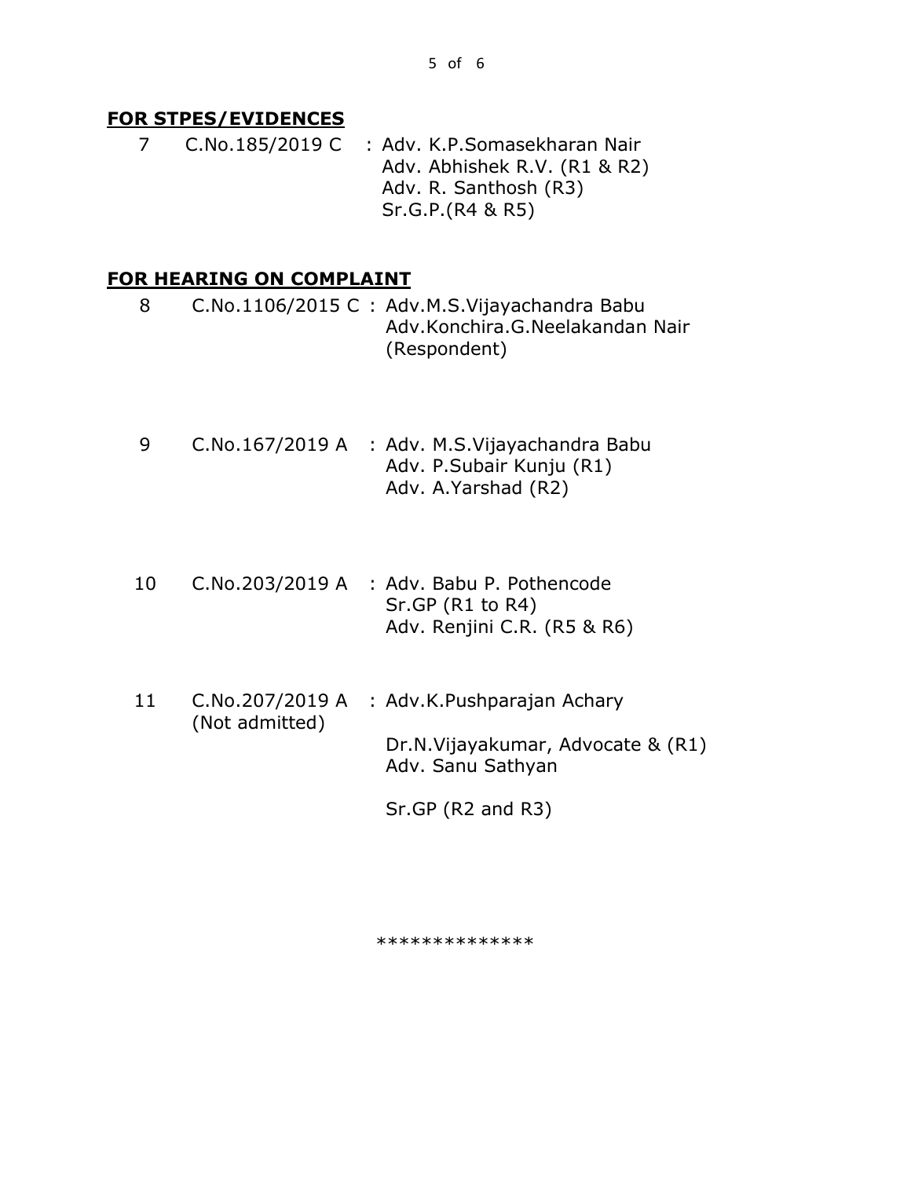**FOR STPES/EVIDENCES**

| | | |
|---|---|---|
| 7 | C.No.185/2019 C | : Adv. K.P.Somasekharan Nair<br>Adv. Abhishek R.V. (R1 & R2)<br>Adv. R. Santhosh (R3)<br>Sr.G.P.(R4 & R5) |

**FOR HEARING ON COMPLAINT**

| | | |
|---|---|---|
| 8 | C.No.1106/2015 C | : Adv.M.S.Vijayachandra Babu<br>Adv.Konchira.G.Neelakandan Nair (Respondent) |
| 9 | C.No.167/2019 A | : Adv. M.S.Vijayachandra Babu<br>Adv. P.Subair Kunju (R1)<br>Adv. A.Yarshad (R2) |
| 10 | C.No.203/2019 A | : Adv. Babu P. Pothencode<br>Sr.GP (R1 to R4)<br>Adv. Renjini C.R. (R5 & R6) |
| 11 | C.No.207/2019 A (Not admitted) | : Adv.K.Pushparajan Achary<br>Dr.N.Vijayakumar, Advocate & (R1)<br>Adv. Sanu Sathyan<br>Sr.GP (R2 and R3) |

**************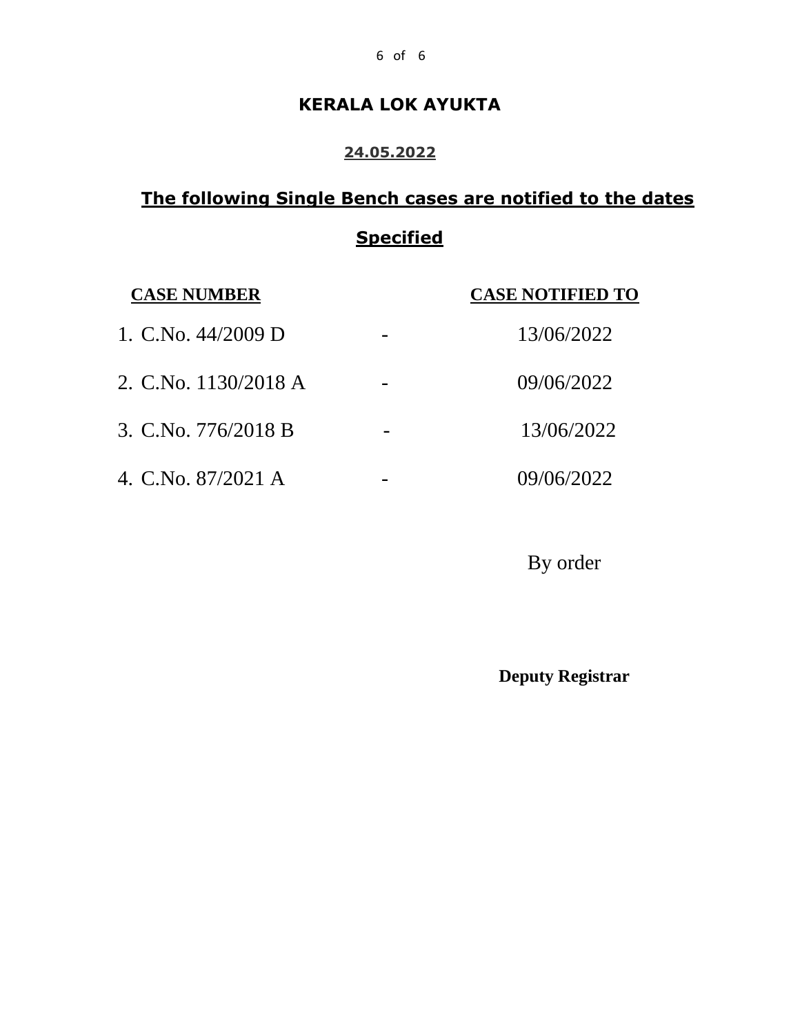## KERALA LOK AYUKTA

**24.05.2022**

**The following Single Bench cases are notified to the dates Specified**

| CASE NUMBER | | CASE NOTIFIED TO |
|---|---|---|
| 1. C.No. 44/2009 D | - | 13/06/2022 |
| 2. C.No. 1130/2018 A | - | 09/06/2022 |
| 3. C.No. 776/2018 B | - | 13/06/2022 |
| 4. C.No. 87/2021 A | - | 09/06/2022 |

By order

**Deputy Registrar**